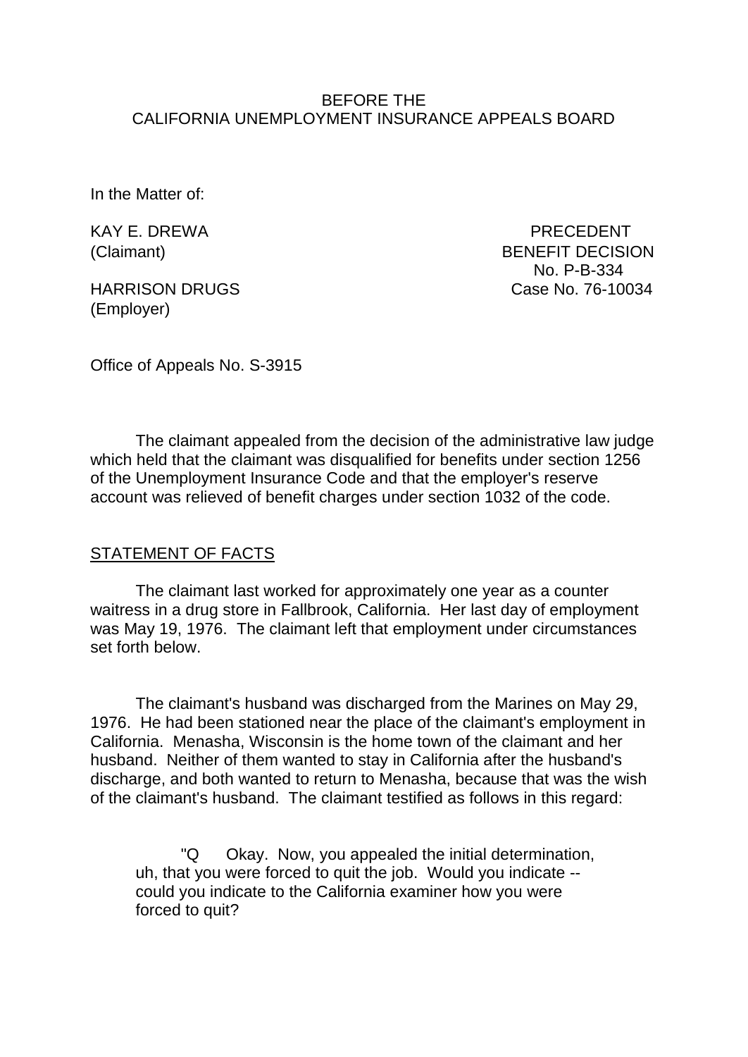BEFORE THE
CALIFORNIA UNEMPLOYMENT INSURANCE APPEALS BOARD

In the Matter of:

KAY E. DREWA (Claimant)

HARRISON DRUGS (Employer)

PRECEDENT BENEFIT DECISION
No. P-B-334
Case No. 76-10034

Office of Appeals No. S-3915

The claimant appealed from the decision of the administrative law judge which held that the claimant was disqualified for benefits under section 1256 of the Unemployment Insurance Code and that the employer's reserve account was relieved of benefit charges under section 1032 of the code.

## STATEMENT OF FACTS

The claimant last worked for approximately one year as a counter waitress in a drug store in Fallbrook, California. Her last day of employment was May 19, 1976. The claimant left that employment under circumstances set forth below.

The claimant's husband was discharged from the Marines on May 29, 1976. He had been stationed near the place of the claimant's employment in California. Menasha, Wisconsin is the home town of the claimant and her husband. Neither of them wanted to stay in California after the husband's discharge, and both wanted to return to Menasha, because that was the wish of the claimant's husband. The claimant testified as follows in this regard:

> "Q Okay. Now, you appealed the initial determination, uh, that you were forced to quit the job. Would you indicate -- could you indicate to the California examiner how you were forced to quit?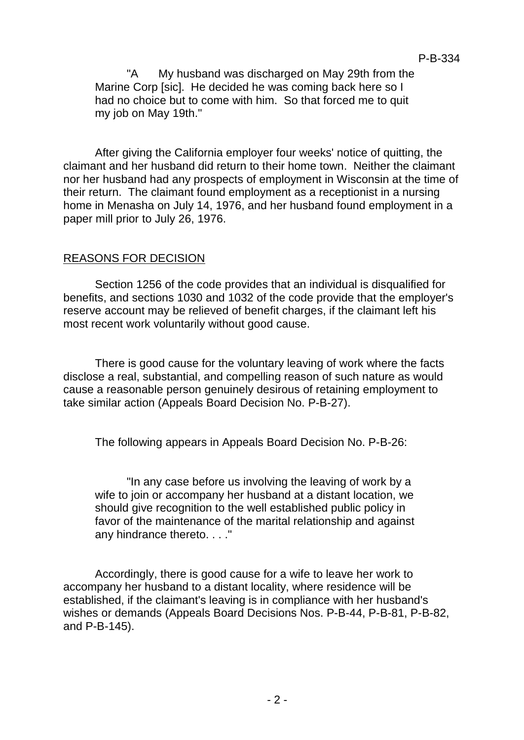> "A My husband was discharged on May 29th from the Marine Corp [sic]. He decided he was coming back here so I had no choice but to come with him. So that forced me to quit my job on May 19th."

After giving the California employer four weeks' notice of quitting, the claimant and her husband did return to their home town. Neither the claimant nor her husband had any prospects of employment in Wisconsin at the time of their return. The claimant found employment as a receptionist in a nursing home in Menasha on July 14, 1976, and her husband found employment in a paper mill prior to July 26, 1976.

## REASONS FOR DECISION

Section 1256 of the code provides that an individual is disqualified for benefits, and sections 1030 and 1032 of the code provide that the employer's reserve account may be relieved of benefit charges, if the claimant left his most recent work voluntarily without good cause.

There is good cause for the voluntary leaving of work where the facts disclose a real, substantial, and compelling reason of such nature as would cause a reasonable person genuinely desirous of retaining employment to take similar action (Appeals Board Decision No. P-B-27).

The following appears in Appeals Board Decision No. P-B-26:

> "In any case before us involving the leaving of work by a wife to join or accompany her husband at a distant location, we should give recognition to the well established public policy in favor of the maintenance of the marital relationship and against any hindrance thereto. . . ."

Accordingly, there is good cause for a wife to leave her work to accompany her husband to a distant locality, where residence will be established, if the claimant's leaving is in compliance with her husband's wishes or demands (Appeals Board Decisions Nos. P-B-44, P-B-81, P-B-82, and P-B-145).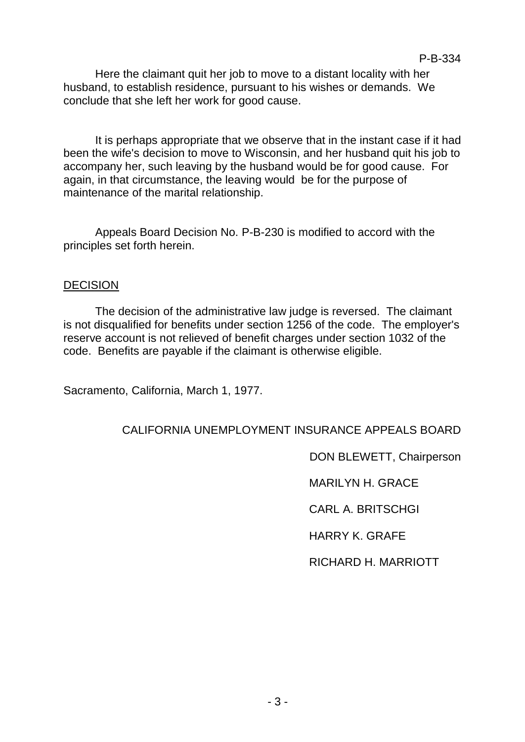Here the claimant quit her job to move to a distant locality with her husband, to establish residence, pursuant to his wishes or demands. We conclude that she left her work for good cause.

It is perhaps appropriate that we observe that in the instant case if it had been the wife's decision to move to Wisconsin, and her husband quit his job to accompany her, such leaving by the husband would be for good cause. For again, in that circumstance, the leaving would be for the purpose of maintenance of the marital relationship.

Appeals Board Decision No. P-B-230 is modified to accord with the principles set forth herein.

## DECISION

The decision of the administrative law judge is reversed. The claimant is not disqualified for benefits under section 1256 of the code. The employer's reserve account is not relieved of benefit charges under section 1032 of the code. Benefits are payable if the claimant is otherwise eligible.

Sacramento, California, March 1, 1977.

CALIFORNIA UNEMPLOYMENT INSURANCE APPEALS BOARD

DON BLEWETT, Chairperson

MARILYN H. GRACE

CARL A. BRITSCHGI

HARRY K. GRAFE

RICHARD H. MARRIOTT